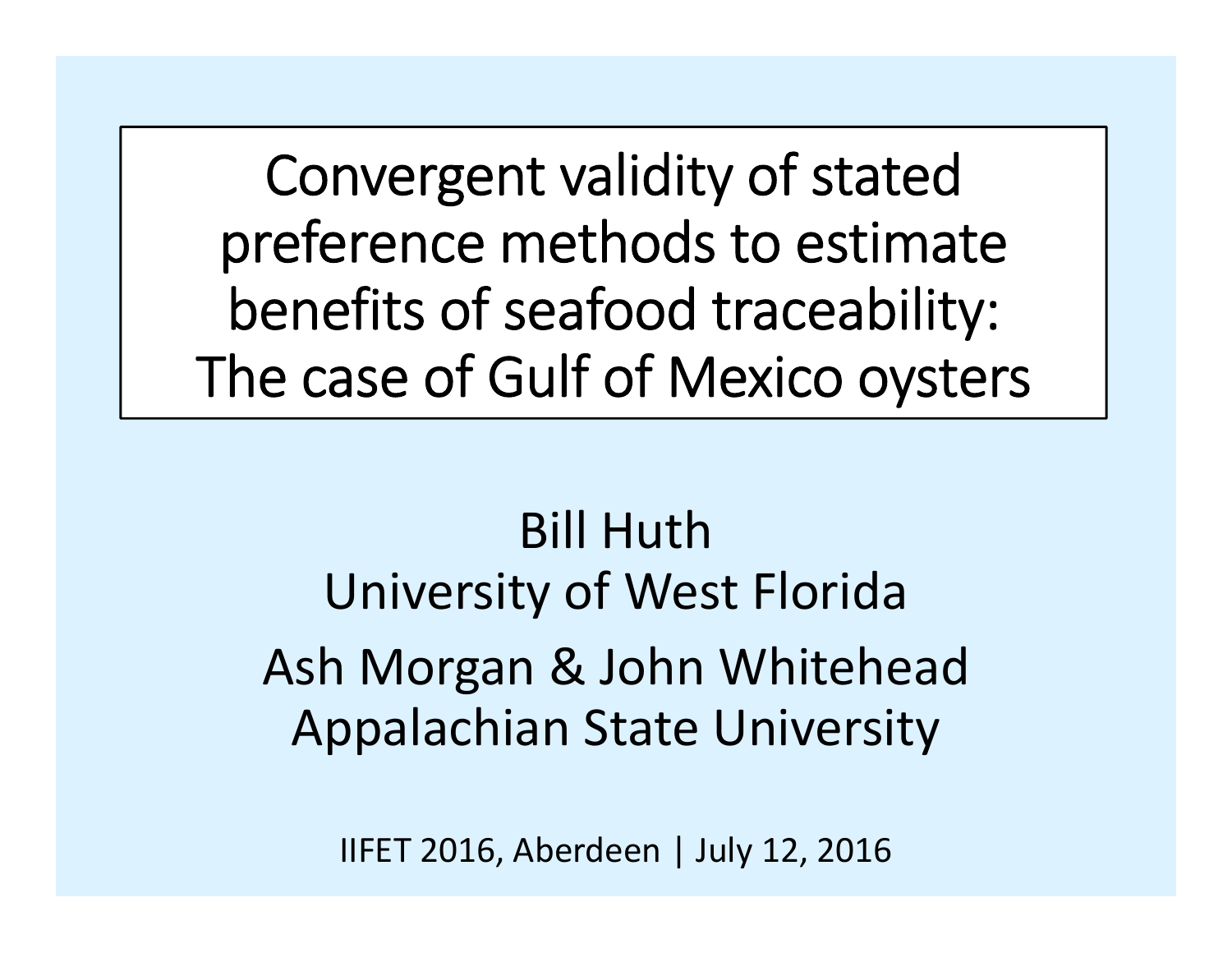# Convergent validity of stated preference methods to estimate benefits of seafood traceability: The case of Gulf of Mexico oysters

Bill Huth
University of West Florida

Ash Morgan & John Whitehead
Appalachian State University

IIFET 2016, Aberdeen | July 12, 2016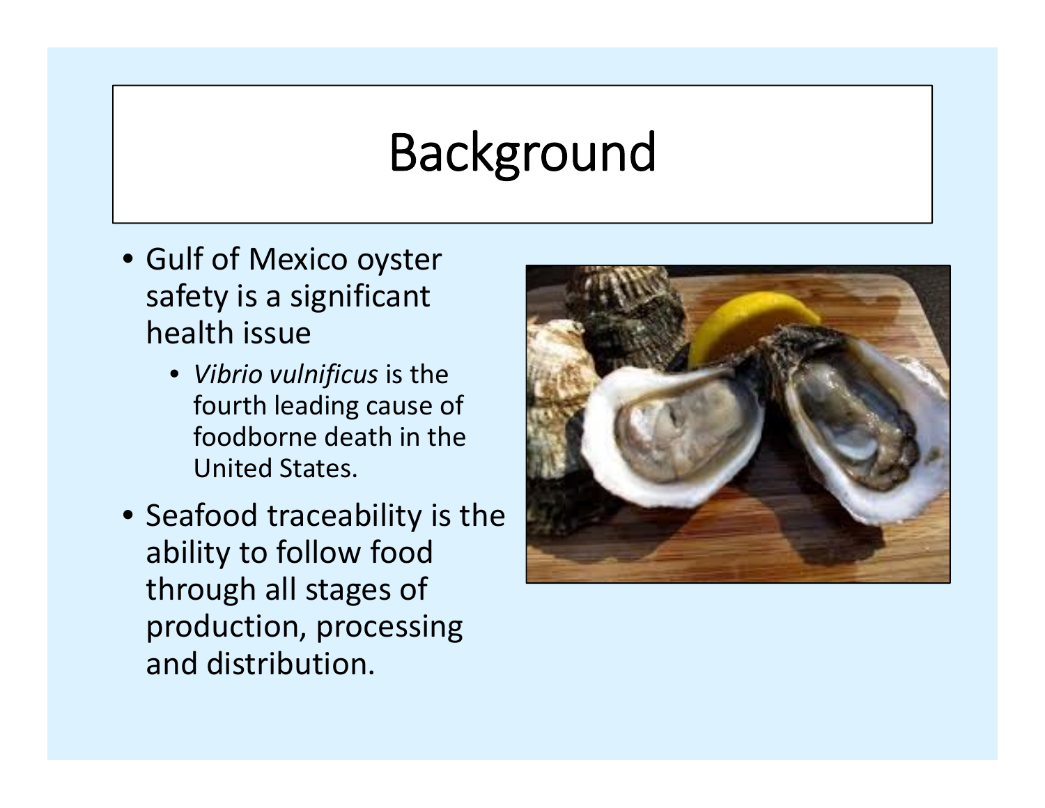# Background

- Gulf of Mexico oyster safety is a significant health issue
  - *Vibrio vulnificus* is the fourth leading cause of foodborne death in the United States.
- Seafood traceability is the ability to follow food through all stages of production, processing and distribution.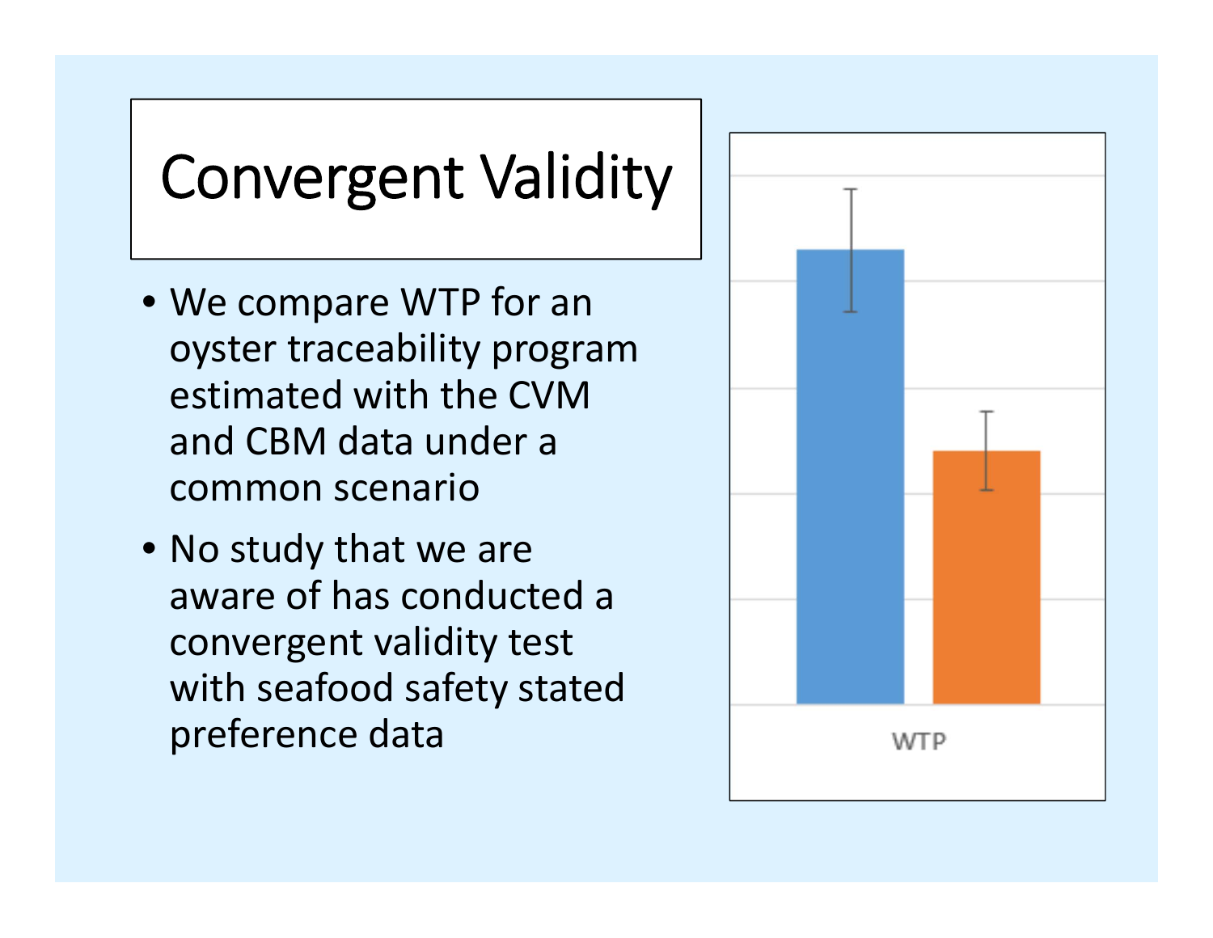# Convergent Validity

- We compare WTP for an oyster traceability program estimated with the CVM and CBM data under a common scenario
- No study that we are aware of has conducted a convergent validity test with seafood safety stated preference data

WTP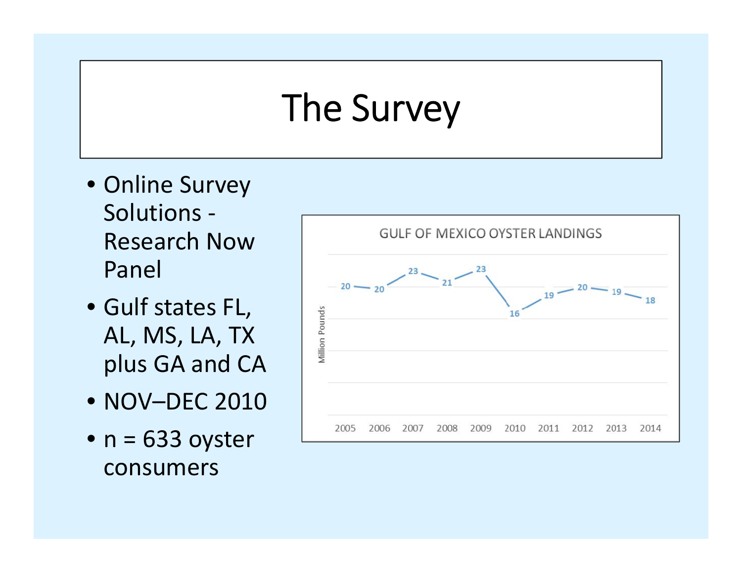# The Survey

- Online Survey Solutions - Research Now Panel
- Gulf states FL, AL, MS, LA, TX plus GA and CA
- NOV–DEC 2010
- n = 633 oyster consumers

GULF OF MEXICO OYSTER LANDINGS

| Year | Million Pounds |
| --- | --- |
| 2005 | 20 |
| 2006 | 20 |
| 2007 | 23 |
| 2008 | 21 |
| 2009 | 23 |
| 2010 | 16 |
| 2011 | 19 |
| 2012 | 20 |
| 2013 | 19 |
| 2014 | 18 |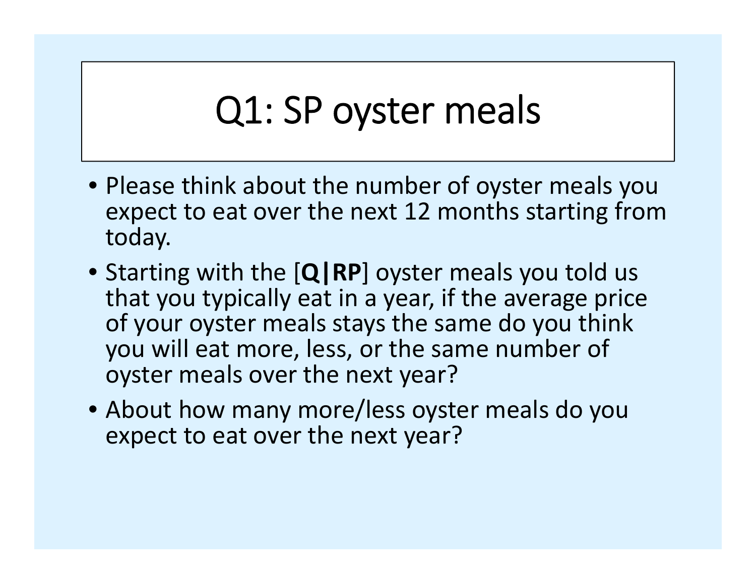# Q1: SP oyster meals

- Please think about the number of oyster meals you expect to eat over the next 12 months starting from today.
- Starting with the [**Q|RP**] oyster meals you told us that you typically eat in a year, if the average price of your oyster meals stays the same do you think you will eat more, less, or the same number of oyster meals over the next year?
- About how many more/less oyster meals do you expect to eat over the next year?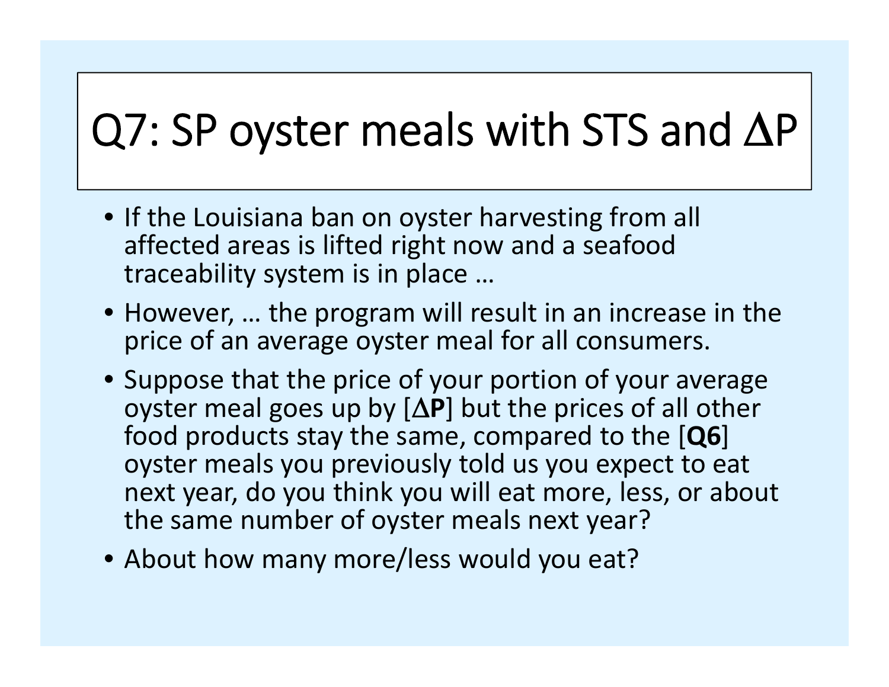# Q7: SP oyster meals with STS and $\Delta$P

- If the Louisiana ban on oyster harvesting from all affected areas is lifted right now and a seafood traceability system is in place …
- However, … the program will result in an increase in the price of an average oyster meal for all consumers.
- Suppose that the price of your portion of your average oyster meal goes up by [$\Delta$**P**] but the prices of all other food products stay the same, compared to the [**Q6**] oyster meals you previously told us you expect to eat next year, do you think you will eat more, less, or about the same number of oyster meals next year?
- About how many more/less would you eat?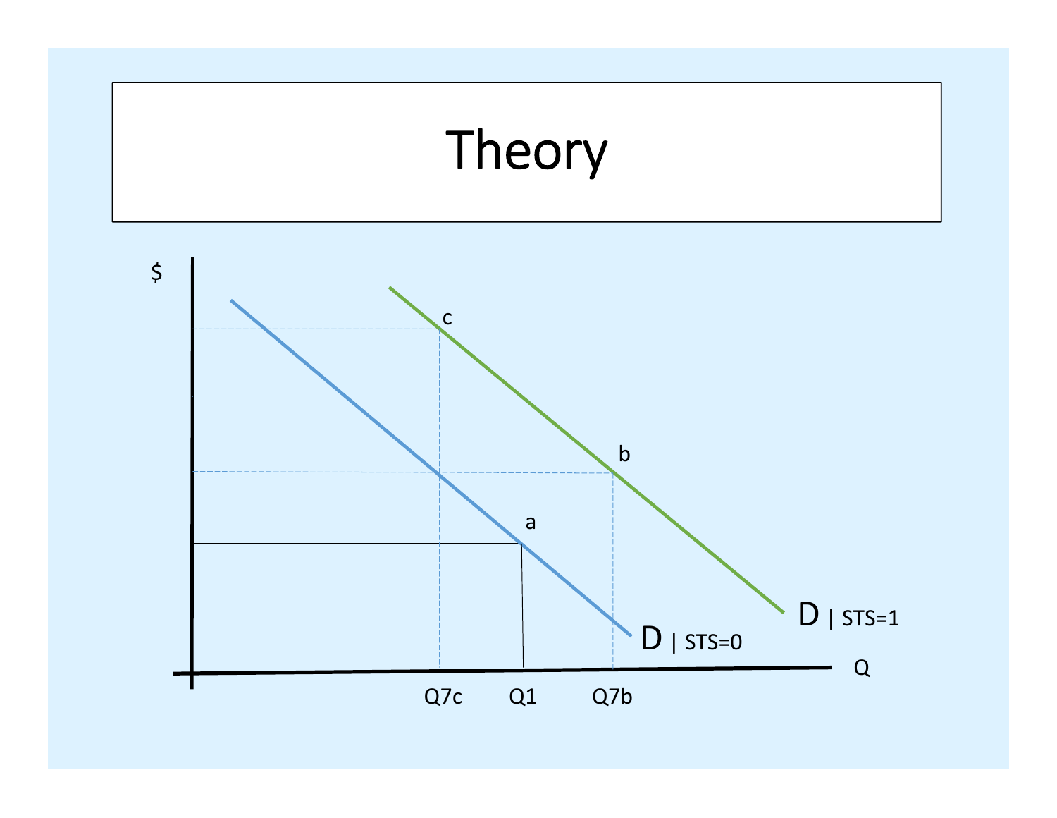# Theory

$

c

b

a

D | STS=1

D | STS=0

Q

Q7c Q1 Q7b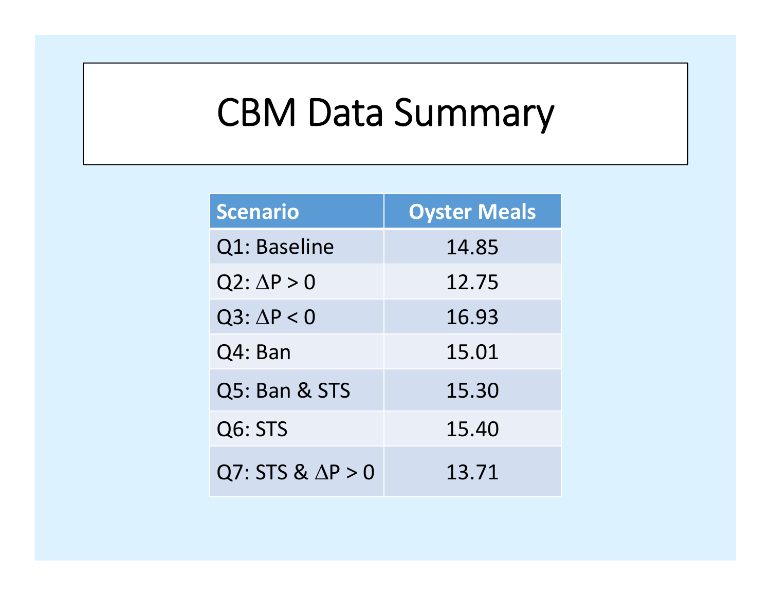# CBM Data Summary

| Scenario | Oyster Meals |
|---|---|
| Q1: Baseline | 14.85 |
| Q2: $\Delta P > 0$ | 12.75 |
| Q3: $\Delta P < 0$ | 16.93 |
| Q4: Ban | 15.01 |
| Q5: Ban & STS | 15.30 |
| Q6: STS | 15.40 |
| Q7: STS & $\Delta P > 0$ | 13.71 |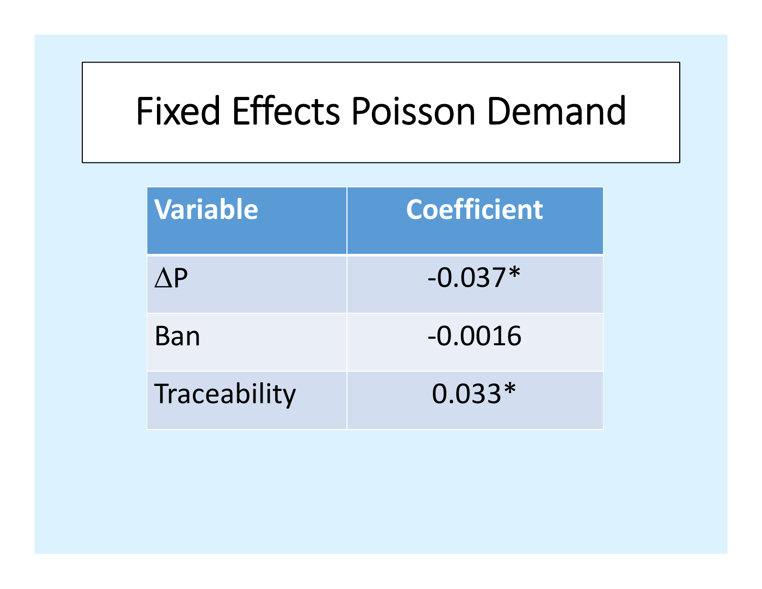# Fixed Effects Poisson Demand

| Variable | Coefficient |
| --- | --- |
| $\Delta P$ | -0.037* |
| Ban | -0.0016 |
| Traceability | 0.033* |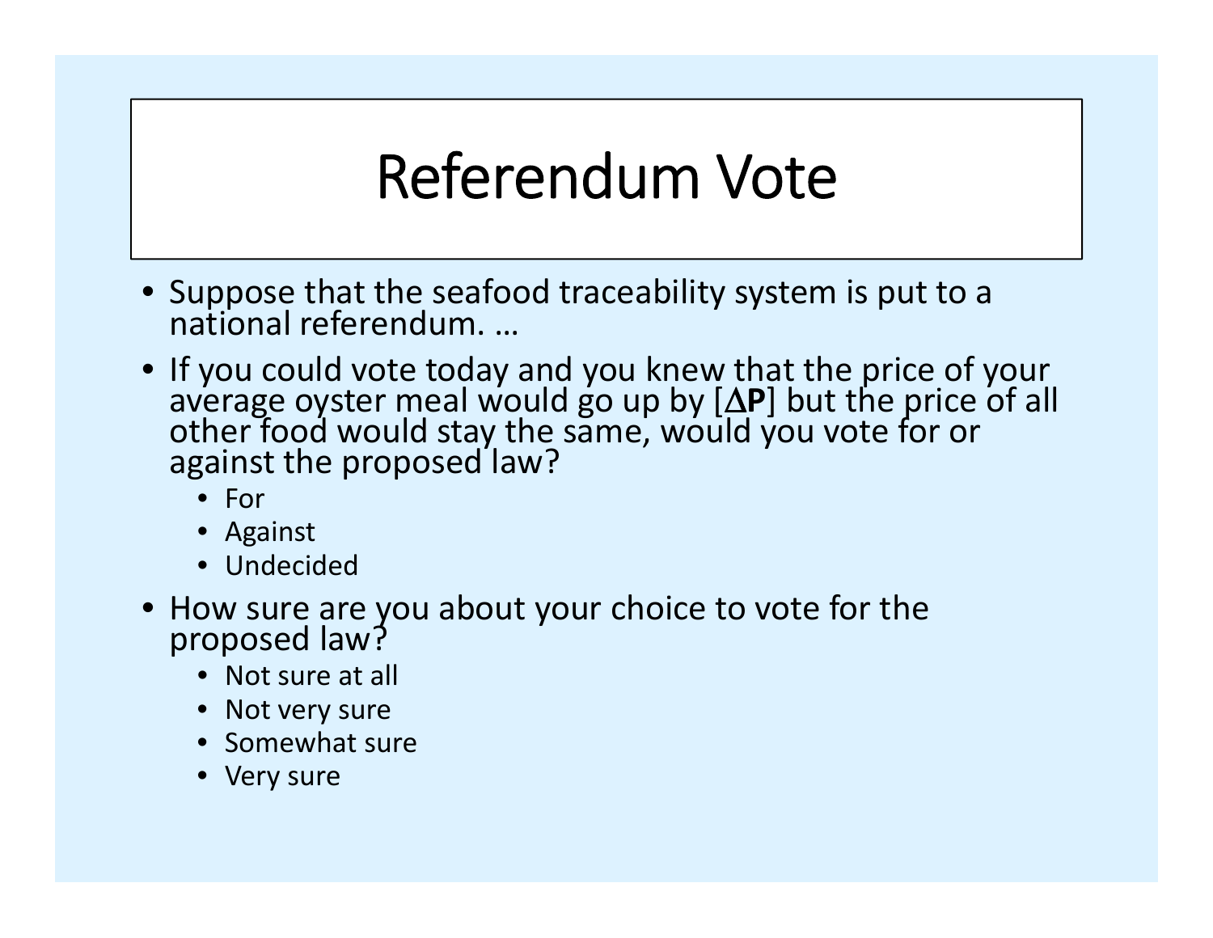# Referendum Vote

- Suppose that the seafood traceability system is put to a national referendum. …
- If you could vote today and you knew that the price of your average oyster meal would go up by [$\Delta$**P**] but the price of all other food would stay the same, would you vote for or against the proposed law?
  - For
  - Against
  - Undecided
- How sure are you about your choice to vote for the proposed law?
  - Not sure at all
  - Not very sure
  - Somewhat sure
  - Very sure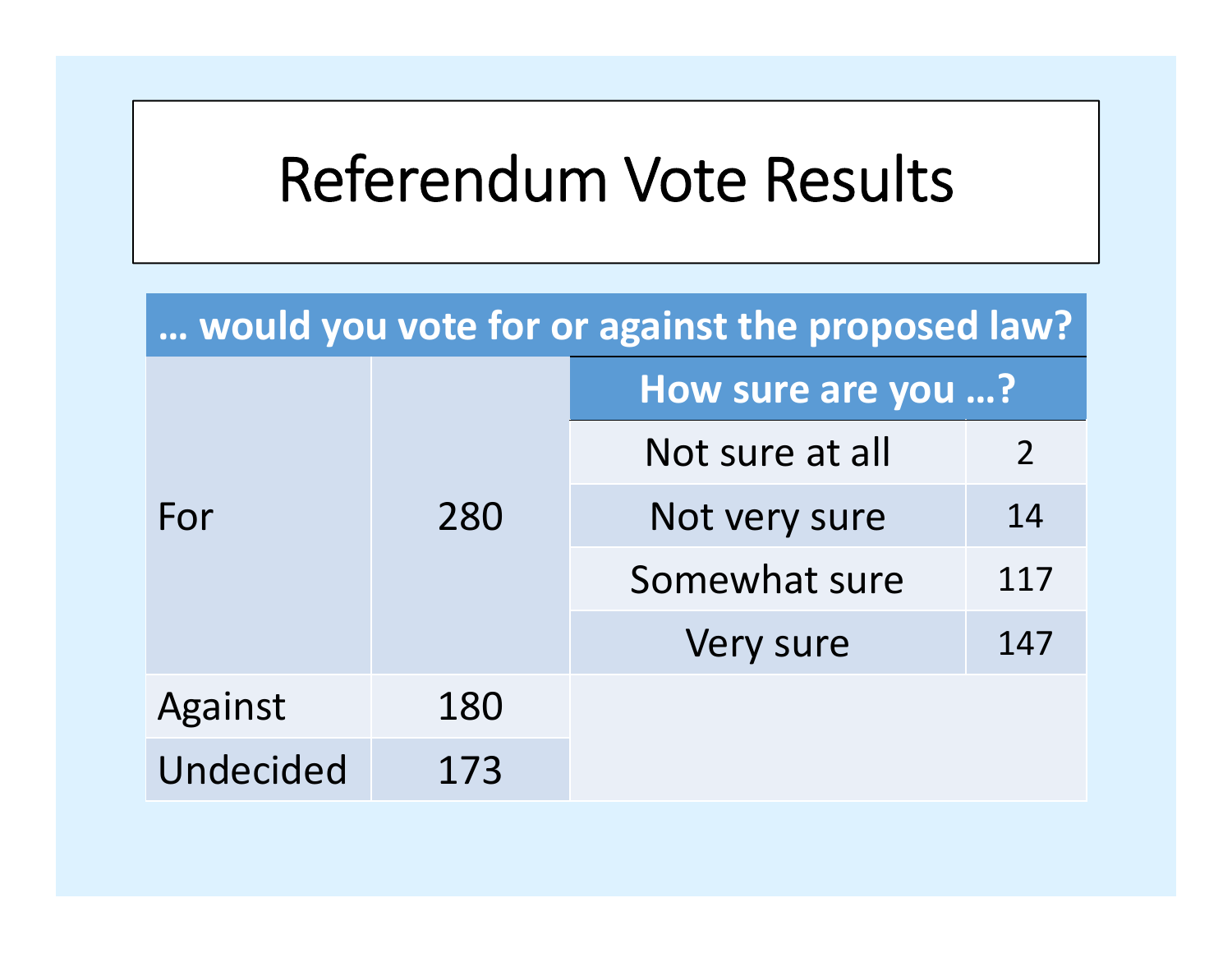# Referendum Vote Results

| … would you vote for or against the proposed law? | | | |
|---|---|---|---|
| | | **How sure are you …?** | |
| For | 280 | Not sure at all | 2 |
| | | Not very sure | 14 |
| | | Somewhat sure | 117 |
| | | Very sure | 147 |
| Against | 180 | | |
| Undecided | 173 | | |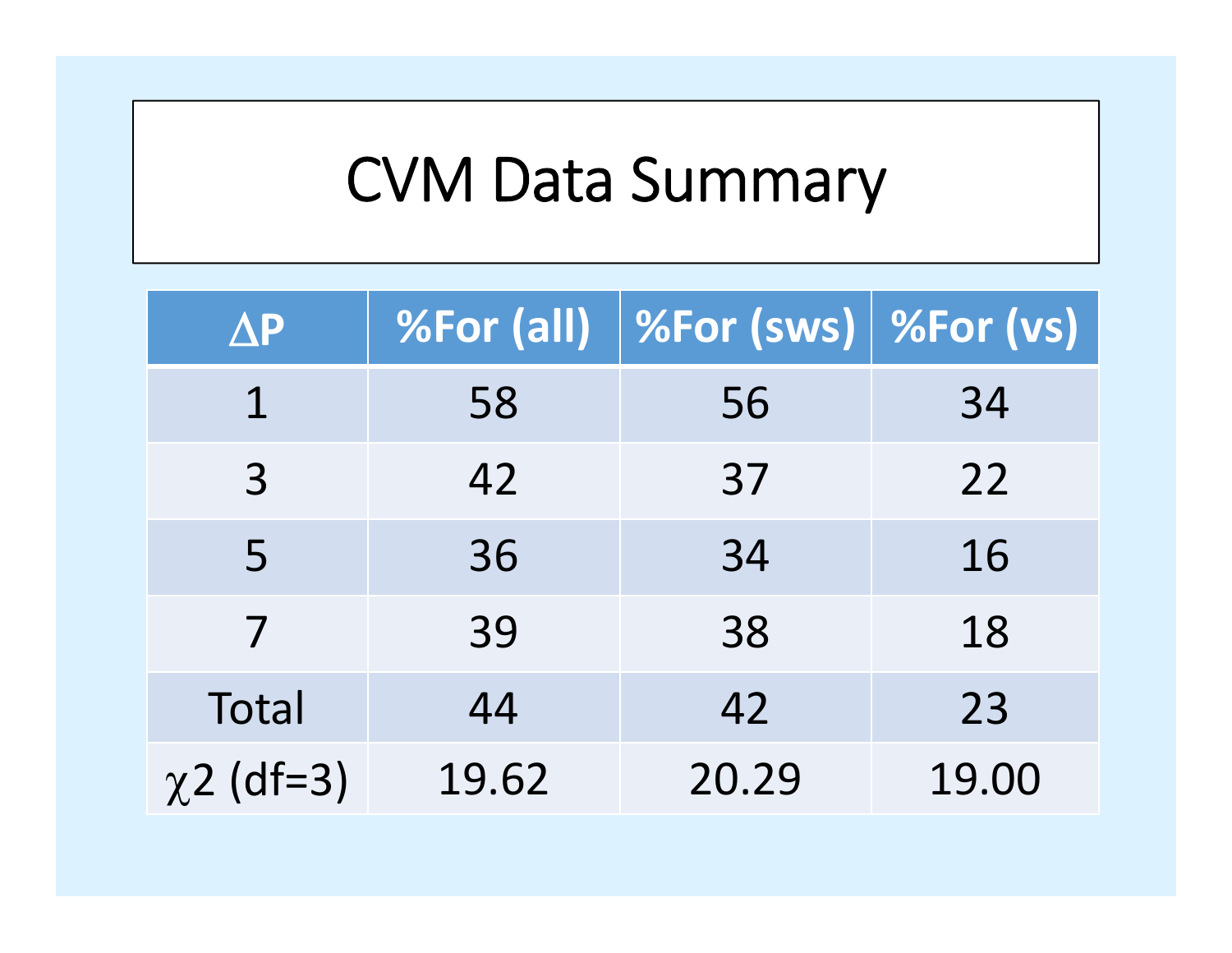# CVM Data Summary

| $\Delta P$ | %For (all) | %For (sws) | %For (vs) |
|---|---|---|---|
| 1 | 58 | 56 | 34 |
| 3 | 42 | 37 | 22 |
| 5 | 36 | 34 | 16 |
| 7 | 39 | 38 | 18 |
| Total | 44 | 42 | 23 |
| $\chi 2$ (df=3) | 19.62 | 20.29 | 19.00 |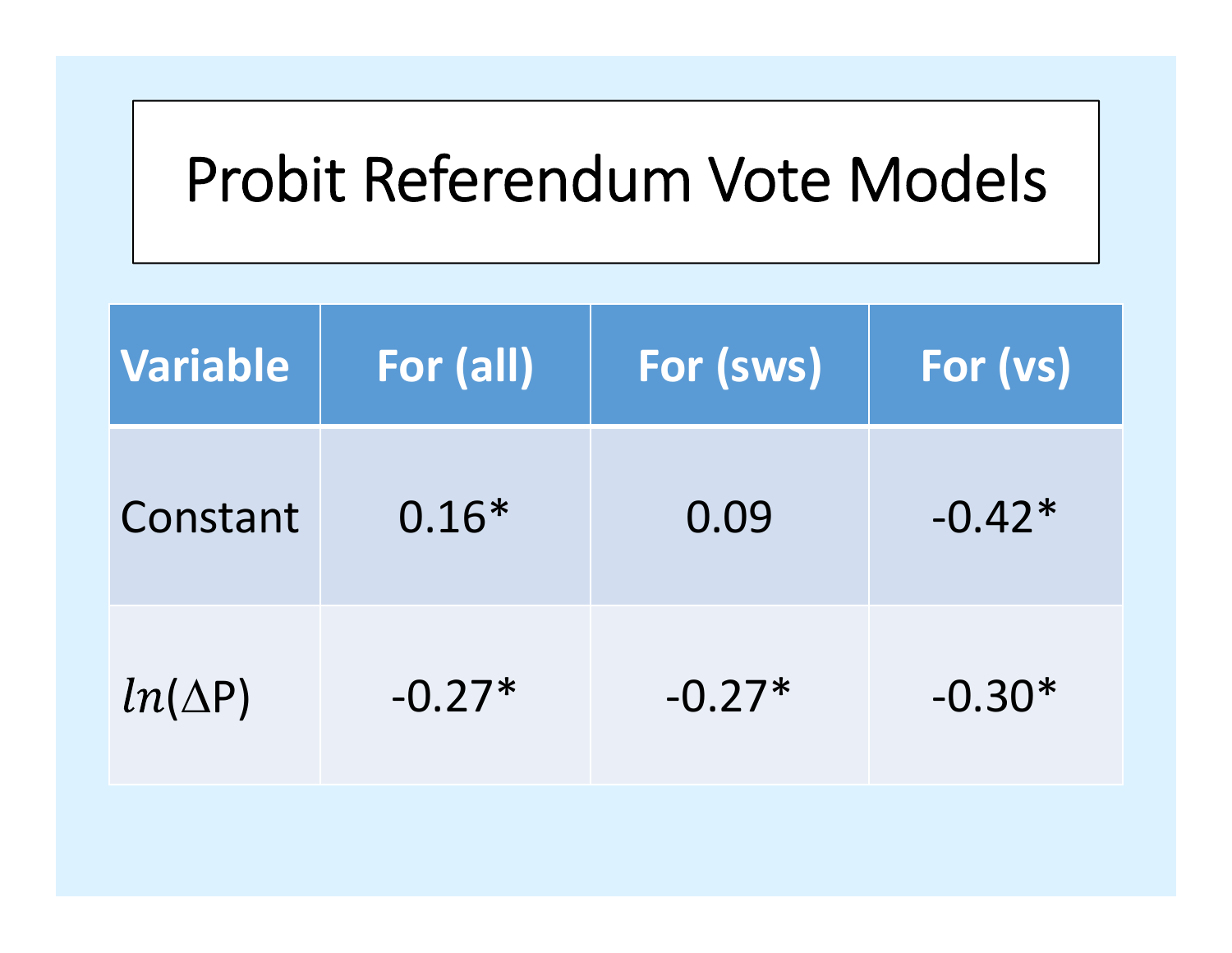# Probit Referendum Vote Models

| Variable | For (all) | For (sws) | For (vs) |
|---|---|---|---|
| Constant | 0.16* | 0.09 | -0.42* |
| $ln(\Delta P)$ | -0.27* | -0.27* | -0.30* |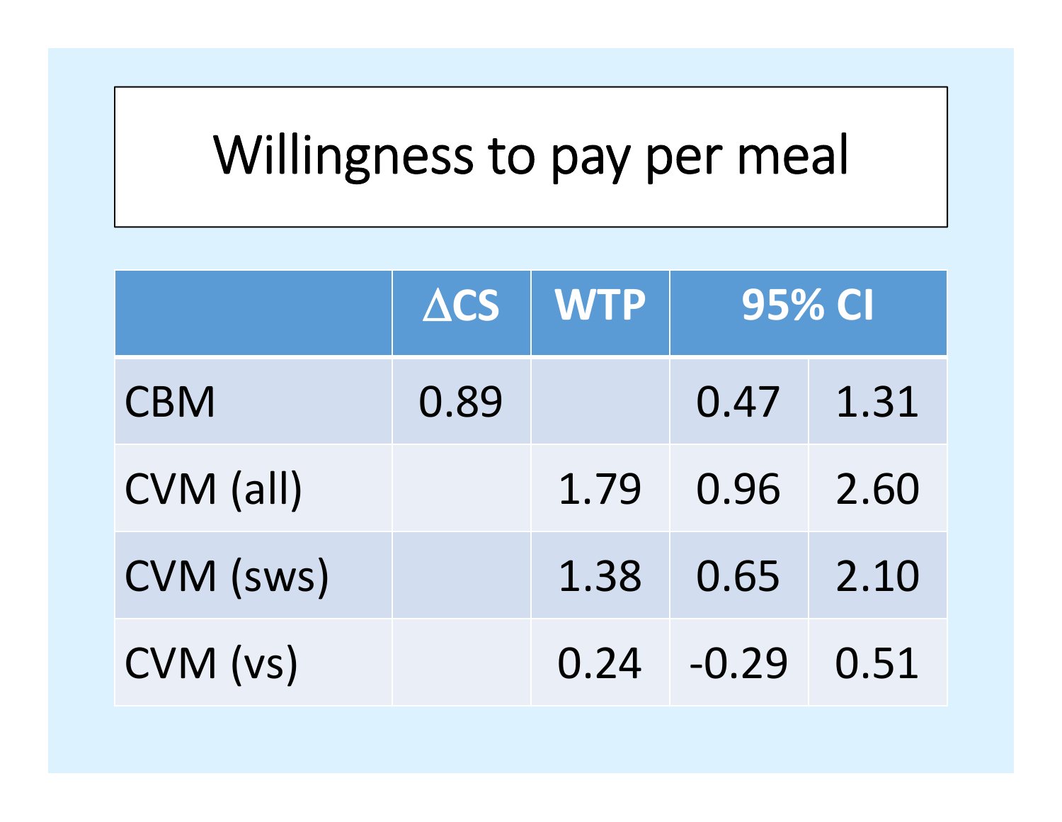# Willingness to pay per meal

| | $\Delta$CS | WTP | 95% CI | |
|---|---|---|---|---|
| CBM | 0.89 | | 0.47 | 1.31 |
| CVM (all) | | 1.79 | 0.96 | 2.60 |
| CVM (sws) | | 1.38 | 0.65 | 2.10 |
| CVM (vs) | | 0.24 | -0.29 | 0.51 |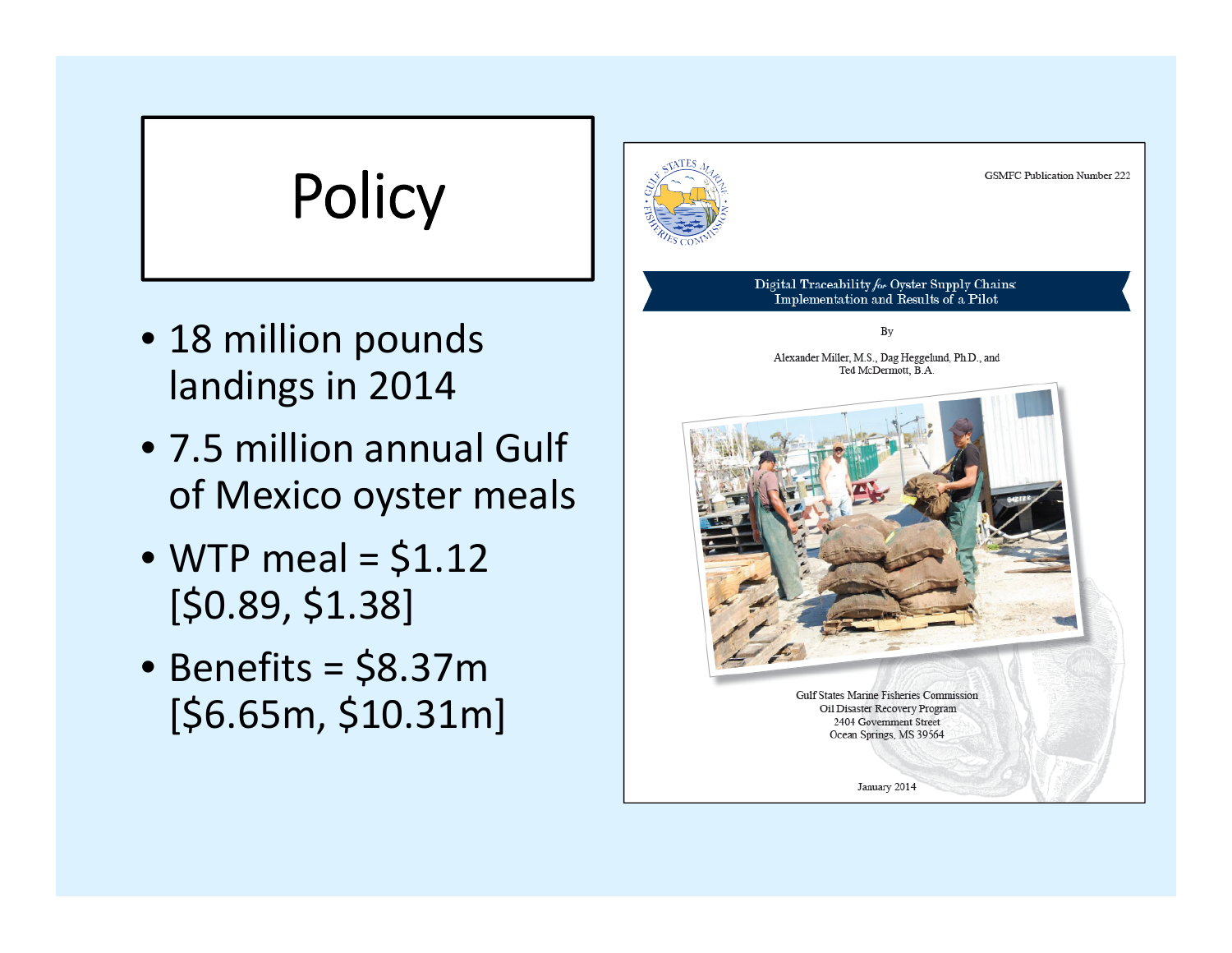# Policy

- 18 million pounds landings in 2014
- 7.5 million annual Gulf of Mexico oyster meals
- WTP meal = $1.12 [$0.89, $1.38]
- Benefits = $8.37m [$6.65m, $10.31m]

GSMFC Publication Number 222

**Digital Traceability *for* Oyster Supply Chains: Implementation and Results of a Pilot**

By

Alexander Miller, M.S., Dag Heggelund, Ph.D., and Ted McDermott, B.A.

Gulf States Marine Fisheries Commission
Oil Disaster Recovery Program
2404 Government Street
Ocean Springs, MS 39564

January 2014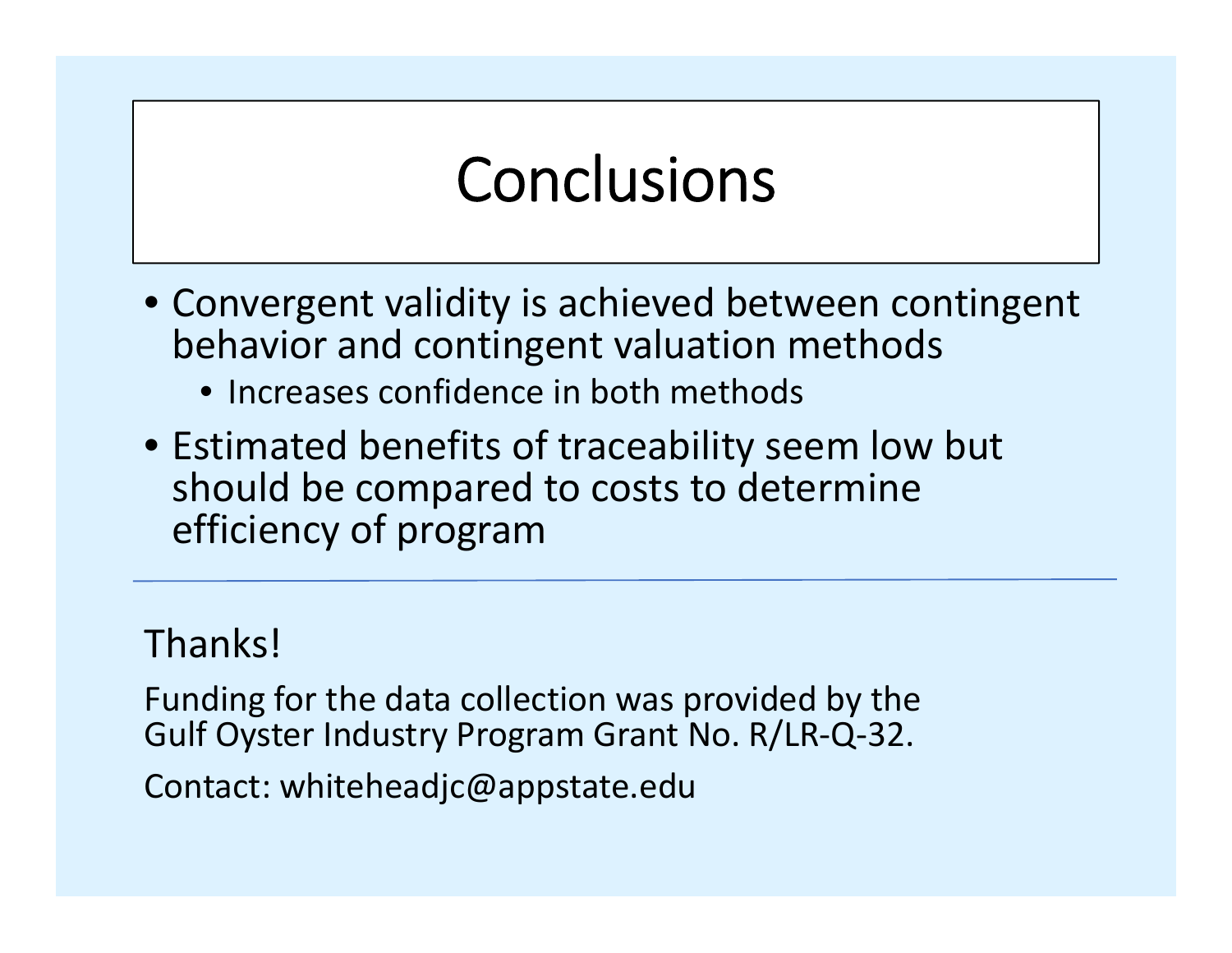# Conclusions

- Convergent validity is achieved between contingent behavior and contingent valuation methods
  - Increases confidence in both methods
- Estimated benefits of traceability seem low but should be compared to costs to determine efficiency of program

---

Thanks!

Funding for the data collection was provided by the Gulf Oyster Industry Program Grant No. R/LR-Q-32.

Contact: whiteheadjc@appstate.edu